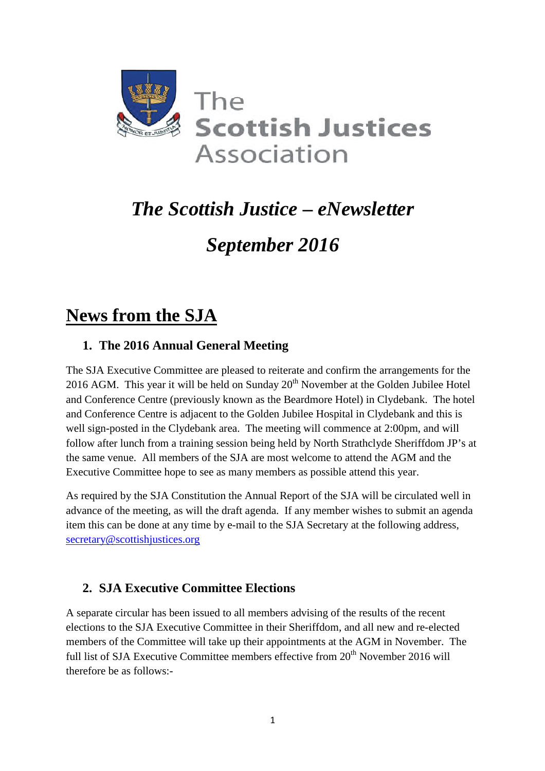The Scottish Justices Association

# *The Scottish Justice – eNewsletter*

# *September 2016*

## News from the SJA

### 1. The 2016 Annual General Meeting

The SJA Executive Committee are pleased to reiterate and confirm the arrangements for the 2016 AGM. This year it will be held on Sunday 20th November at the Golden Jubilee Hotel and Conference Centre (previously known as the Beardmore Hotel) in Clydebank. The hotel and Conference Centre is adjacent to the Golden Jubilee Hospital in Clydebank and this is well sign-posted in the Clydebank area. The meeting will commence at 2:00pm, and will follow after lunch from a training session being held by North Strathclyde Sheriffdom JP's at the same venue. All members of the SJA are most welcome to attend the AGM and the Executive Committee hope to see as many members as possible attend this year.

As required by the SJA Constitution the Annual Report of the SJA will be circulated well in advance of the meeting, as will the draft agenda. If any member wishes to submit an agenda item this can be done at any time by e-mail to the SJA Secretary at the following address, secretary@scottishjustices.org

### 2. SJA Executive Committee Elections

A separate circular has been issued to all members advising of the results of the recent elections to the SJA Executive Committee in their Sheriffdom, and all new and re-elected members of the Committee will take up their appointments at the AGM in November. The full list of SJA Executive Committee members effective from 20th November 2016 will therefore be as follows:-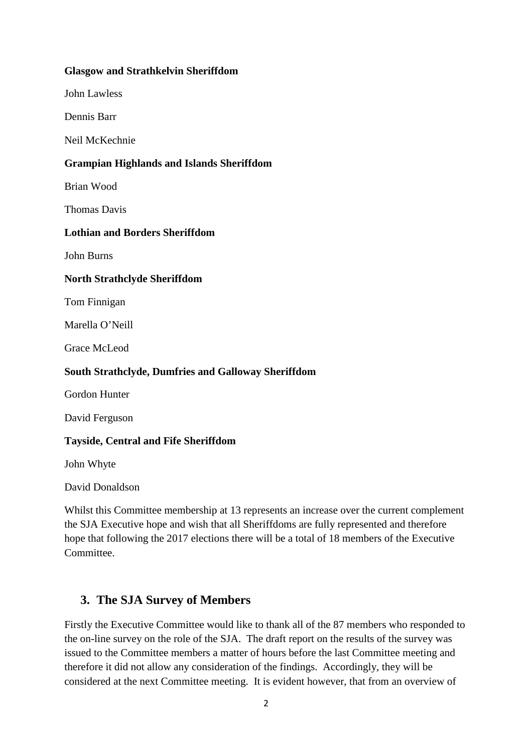**Glasgow and Strathkelvin Sheriffdom**

John Lawless

Dennis Barr

Neil McKechnie

**Grampian Highlands and Islands Sheriffdom**

Brian Wood

Thomas Davis

**Lothian and Borders Sheriffdom**

John Burns

**North Strathclyde Sheriffdom**

Tom Finnigan

Marella O'Neill

Grace McLeod

**South Strathclyde, Dumfries and Galloway Sheriffdom**

Gordon Hunter

David Ferguson

**Tayside, Central and Fife Sheriffdom**

John Whyte

David Donaldson

Whilst this Committee membership at 13 represents an increase over the current complement the SJA Executive hope and wish that all Sheriffdoms are fully represented and therefore hope that following the 2017 elections there will be a total of 18 members of the Executive Committee.

## 3. The SJA Survey of Members

Firstly the Executive Committee would like to thank all of the 87 members who responded to the on-line survey on the role of the SJA. The draft report on the results of the survey was issued to the Committee members a matter of hours before the last Committee meeting and therefore it did not allow any consideration of the findings. Accordingly, they will be considered at the next Committee meeting. It is evident however, that from an overview of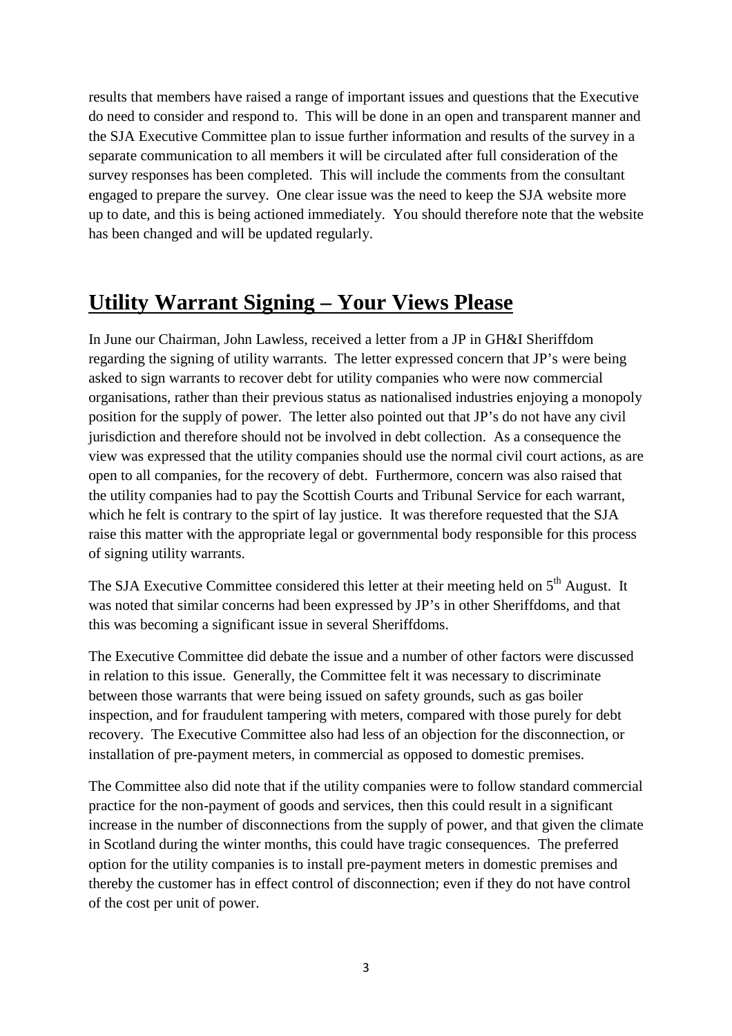results that members have raised a range of important issues and questions that the Executive do need to consider and respond to. This will be done in an open and transparent manner and the SJA Executive Committee plan to issue further information and results of the survey in a separate communication to all members it will be circulated after full consideration of the survey responses has been completed. This will include the comments from the consultant engaged to prepare the survey. One clear issue was the need to keep the SJA website more up to date, and this is being actioned immediately. You should therefore note that the website has been changed and will be updated regularly.

## Utility Warrant Signing – Your Views Please

In June our Chairman, John Lawless, received a letter from a JP in GH&I Sheriffdom regarding the signing of utility warrants. The letter expressed concern that JP's were being asked to sign warrants to recover debt for utility companies who were now commercial organisations, rather than their previous status as nationalised industries enjoying a monopoly position for the supply of power. The letter also pointed out that JP's do not have any civil jurisdiction and therefore should not be involved in debt collection. As a consequence the view was expressed that the utility companies should use the normal civil court actions, as are open to all companies, for the recovery of debt. Furthermore, concern was also raised that the utility companies had to pay the Scottish Courts and Tribunal Service for each warrant, which he felt is contrary to the spirt of lay justice. It was therefore requested that the SJA raise this matter with the appropriate legal or governmental body responsible for this process of signing utility warrants.

The SJA Executive Committee considered this letter at their meeting held on 5th August. It was noted that similar concerns had been expressed by JP's in other Sheriffdoms, and that this was becoming a significant issue in several Sheriffdoms.

The Executive Committee did debate the issue and a number of other factors were discussed in relation to this issue. Generally, the Committee felt it was necessary to discriminate between those warrants that were being issued on safety grounds, such as gas boiler inspection, and for fraudulent tampering with meters, compared with those purely for debt recovery. The Executive Committee also had less of an objection for the disconnection, or installation of pre-payment meters, in commercial as opposed to domestic premises.

The Committee also did note that if the utility companies were to follow standard commercial practice for the non-payment of goods and services, then this could result in a significant increase in the number of disconnections from the supply of power, and that given the climate in Scotland during the winter months, this could have tragic consequences. The preferred option for the utility companies is to install pre-payment meters in domestic premises and thereby the customer has in effect control of disconnection; even if they do not have control of the cost per unit of power.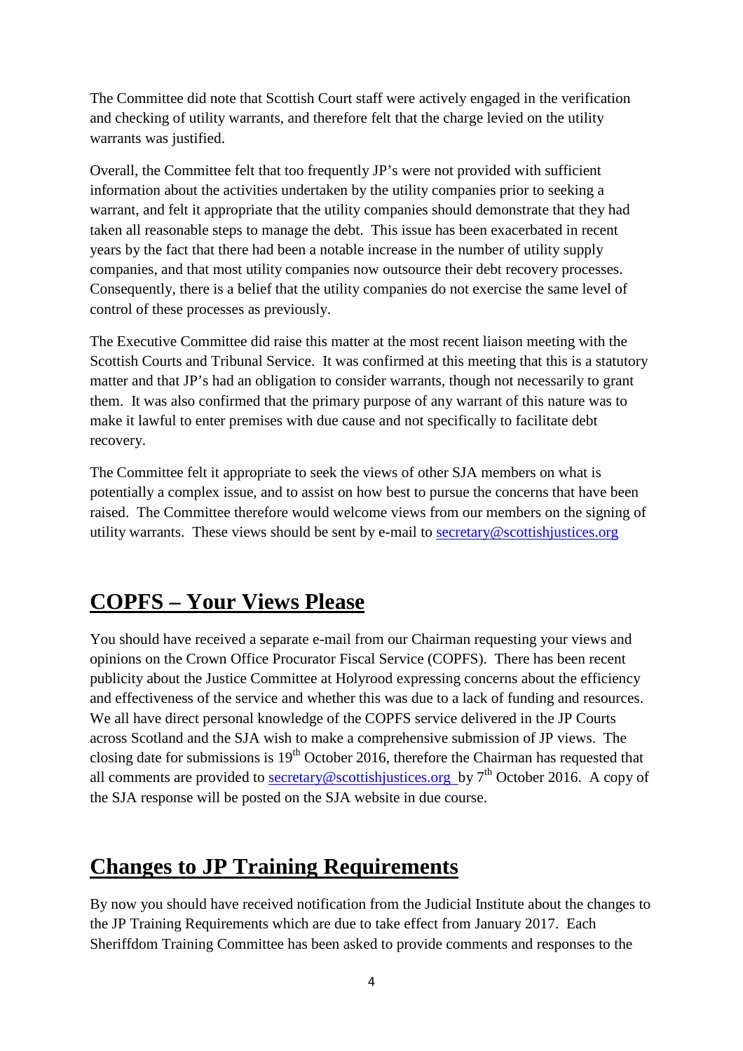The Committee did note that Scottish Court staff were actively engaged in the verification and checking of utility warrants, and therefore felt that the charge levied on the utility warrants was justified.

Overall, the Committee felt that too frequently JP's were not provided with sufficient information about the activities undertaken by the utility companies prior to seeking a warrant, and felt it appropriate that the utility companies should demonstrate that they had taken all reasonable steps to manage the debt. This issue has been exacerbated in recent years by the fact that there had been a notable increase in the number of utility supply companies, and that most utility companies now outsource their debt recovery processes. Consequently, there is a belief that the utility companies do not exercise the same level of control of these processes as previously.

The Executive Committee did raise this matter at the most recent liaison meeting with the Scottish Courts and Tribunal Service. It was confirmed at this meeting that this is a statutory matter and that JP's had an obligation to consider warrants, though not necessarily to grant them. It was also confirmed that the primary purpose of any warrant of this nature was to make it lawful to enter premises with due cause and not specifically to facilitate debt recovery.

The Committee felt it appropriate to seek the views of other SJA members on what is potentially a complex issue, and to assist on how best to pursue the concerns that have been raised. The Committee therefore would welcome views from our members on the signing of utility warrants. These views should be sent by e-mail to secretary@scottishjustices.org

## COPFS – Your Views Please

You should have received a separate e-mail from our Chairman requesting your views and opinions on the Crown Office Procurator Fiscal Service (COPFS). There has been recent publicity about the Justice Committee at Holyrood expressing concerns about the efficiency and effectiveness of the service and whether this was due to a lack of funding and resources. We all have direct personal knowledge of the COPFS service delivered in the JP Courts across Scotland and the SJA wish to make a comprehensive submission of JP views. The closing date for submissions is 19th October 2016, therefore the Chairman has requested that all comments are provided to secretary@scottishjustices.org by 7th October 2016. A copy of the SJA response will be posted on the SJA website in due course.

## Changes to JP Training Requirements

By now you should have received notification from the Judicial Institute about the changes to the JP Training Requirements which are due to take effect from January 2017. Each Sheriffdom Training Committee has been asked to provide comments and responses to the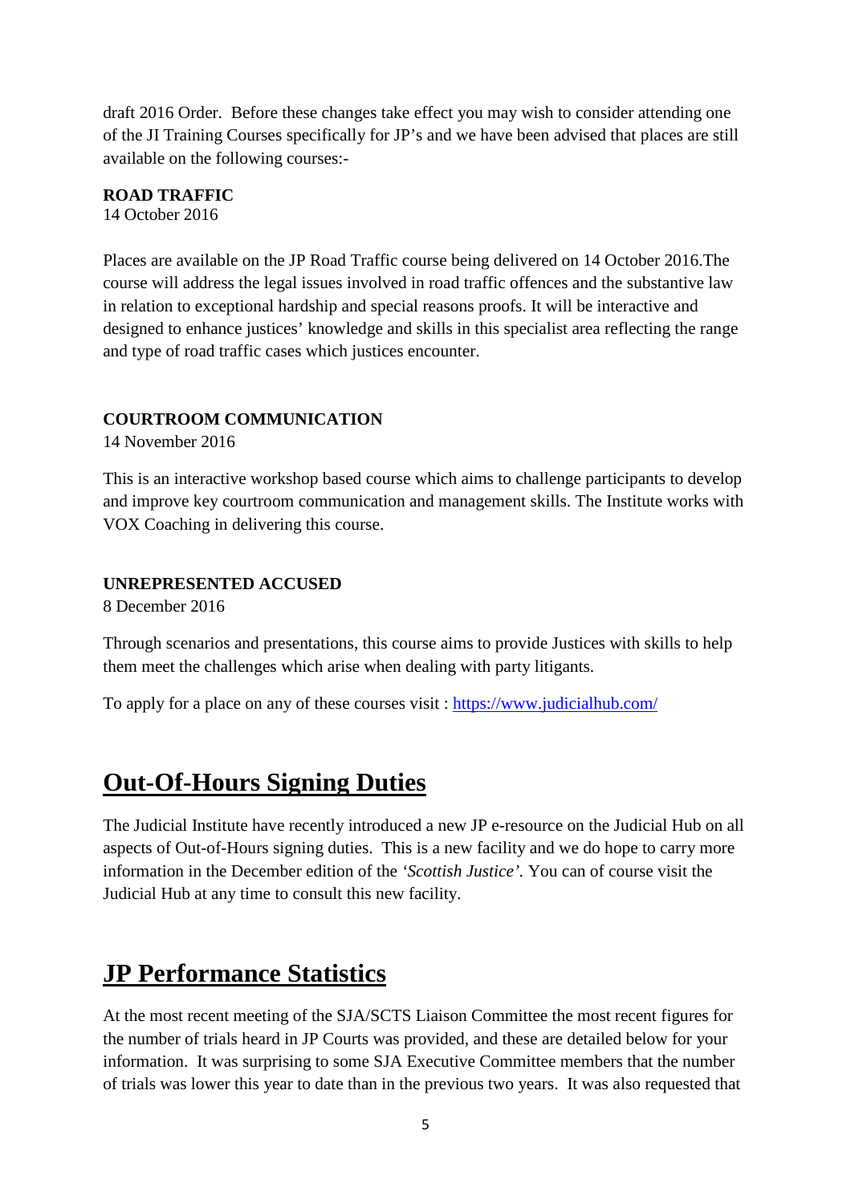draft 2016 Order. Before these changes take effect you may wish to consider attending one of the JI Training Courses specifically for JP's and we have been advised that places are still available on the following courses:-

**ROAD TRAFFIC**
14 October 2016

Places are available on the JP Road Traffic course being delivered on 14 October 2016.The course will address the legal issues involved in road traffic offences and the substantive law in relation to exceptional hardship and special reasons proofs. It will be interactive and designed to enhance justices' knowledge and skills in this specialist area reflecting the range and type of road traffic cases which justices encounter.

**COURTROOM COMMUNICATION**
14 November 2016

This is an interactive workshop based course which aims to challenge participants to develop and improve key courtroom communication and management skills. The Institute works with VOX Coaching in delivering this course.

**UNREPRESENTED ACCUSED**
8 December 2016

Through scenarios and presentations, this course aims to provide Justices with skills to help them meet the challenges which arise when dealing with party litigants.

To apply for a place on any of these courses visit : [https://www.judicialhub.com/](https://www.judicialhub.com/)

## Out-Of-Hours Signing Duties

The Judicial Institute have recently introduced a new JP e-resource on the Judicial Hub on all aspects of Out-of-Hours signing duties. This is a new facility and we do hope to carry more information in the December edition of the *'Scottish Justice'.* You can of course visit the Judicial Hub at any time to consult this new facility.

## JP Performance Statistics

At the most recent meeting of the SJA/SCTS Liaison Committee the most recent figures for the number of trials heard in JP Courts was provided, and these are detailed below for your information. It was surprising to some SJA Executive Committee members that the number of trials was lower this year to date than in the previous two years. It was also requested that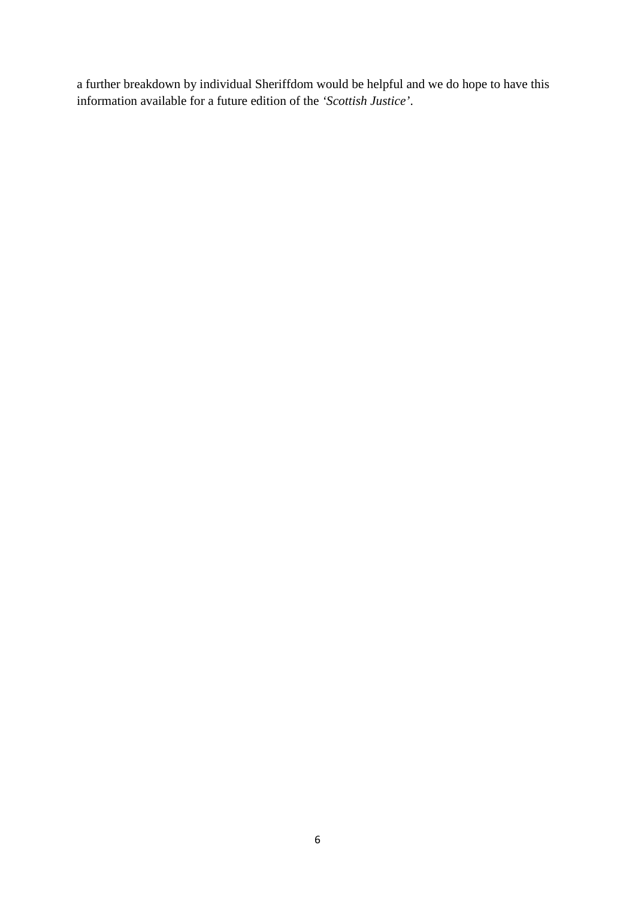a further breakdown by individual Sheriffdom would be helpful and we do hope to have this information available for a future edition of the *'Scottish Justice'*.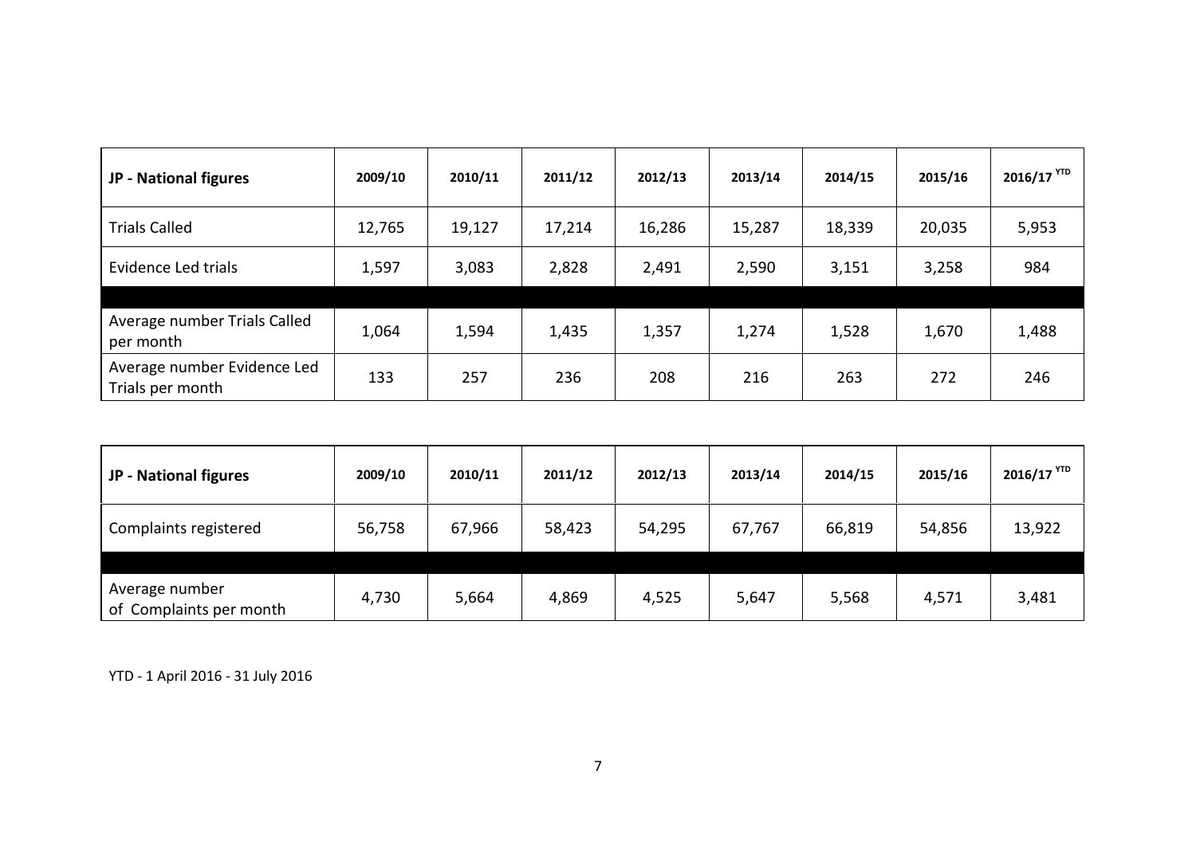| JP - National figures | 2009/10 | 2010/11 | 2011/12 | 2012/13 | 2013/14 | 2014/15 | 2015/16 | 2016/17 [YTD] |
|---|---|---|---|---|---|---|---|---|
| Trials Called | 12,765 | 19,127 | 17,214 | 16,286 | 15,287 | 18,339 | 20,035 | 5,953 |
| Evidence Led trials | 1,597 | 3,083 | 2,828 | 2,491 | 2,590 | 3,151 | 3,258 | 984 |
| | | | | | | | | |
| Average number Trials Called per month | 1,064 | 1,594 | 1,435 | 1,357 | 1,274 | 1,528 | 1,670 | 1,488 |
| Average number Evidence Led Trials per month | 133 | 257 | 236 | 208 | 216 | 263 | 272 | 246 |

| JP - National figures | 2009/10 | 2010/11 | 2011/12 | 2012/13 | 2013/14 | 2014/15 | 2015/16 | 2016/17 [YTD] |
|---|---|---|---|---|---|---|---|---|
| Complaints registered | 56,758 | 67,966 | 58,423 | 54,295 | 67,767 | 66,819 | 54,856 | 13,922 |
| | | | | | | | | |
| Average number of Complaints per month | 4,730 | 5,664 | 4,869 | 4,525 | 5,647 | 5,568 | 4,571 | 3,481 |

YTD - 1 April 2016 - 31 July 2016